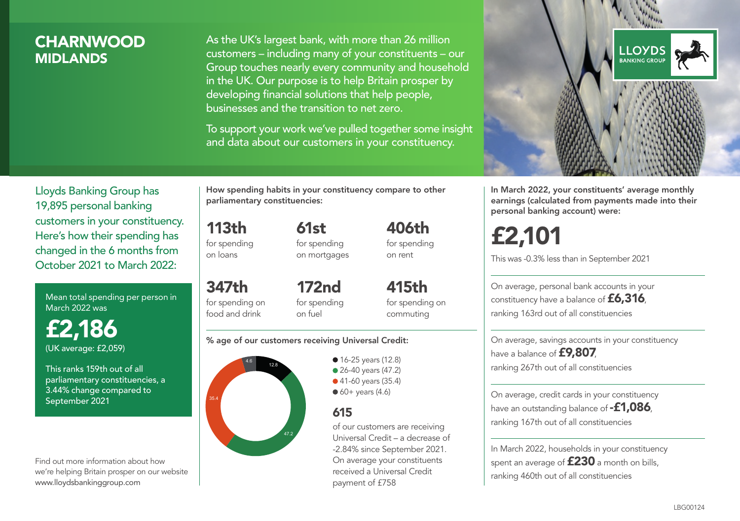# CHARNWOOD
## MIDLANDS

As the UK's largest bank, with more than 26 million customers – including many of your constituents – our Group touches nearly every community and household in the UK. Our purpose is to help Britain prosper by developing financial solutions that help people, businesses and the transition to net zero.

To support your work we've pulled together some insight and data about our customers in your constituency.

LLOYDS BANKING GROUP

Lloyds Banking Group has 19,895 personal banking customers in your constituency. Here's how their spending has changed in the 6 months from October 2021 to March 2022:

Mean total spending per person in March 2022 was

**£2,186**
(UK average: £2,059)

This ranks 159th out of all parliamentary constituencies, a 3.44% change compared to September 2021

Find out more information about how we're helping Britain prosper on our website www.lloydsbankinggroup.com

**How spending habits in your constituency compare to other parliamentary constituencies:**

**113th** for spending on loans

**61st** for spending on mortgages

**406th** for spending on rent

**347th** for spending on food and drink

**172nd** for spending on fuel

**415th** for spending on commuting

**% age of our customers receiving Universal Credit:**

- 16-25 years (12.8)
- 26-40 years (47.2)
- 41-60 years (35.4)
- 60+ years (4.6)

**615**

of our customers are receiving Universal Credit – a decrease of -2.84% since September 2021. On average your constituents received a Universal Credit payment of £758

**In March 2022, your constituents' average monthly earnings (calculated from payments made into their personal banking account) were:**

**£2,101**

This was -0.3% less than in September 2021

On average, personal bank accounts in your constituency have a balance of **£6,316**, ranking 163rd out of all constituencies

On average, savings accounts in your constituency have a balance of **£9,807**, ranking 267th out of all constituencies

On average, credit cards in your constituency have an outstanding balance of **-£1,086**, ranking 167th out of all constituencies

In March 2022, households in your constituency spent an average of **£230** a month on bills, ranking 460th out of all constituencies

LBG00124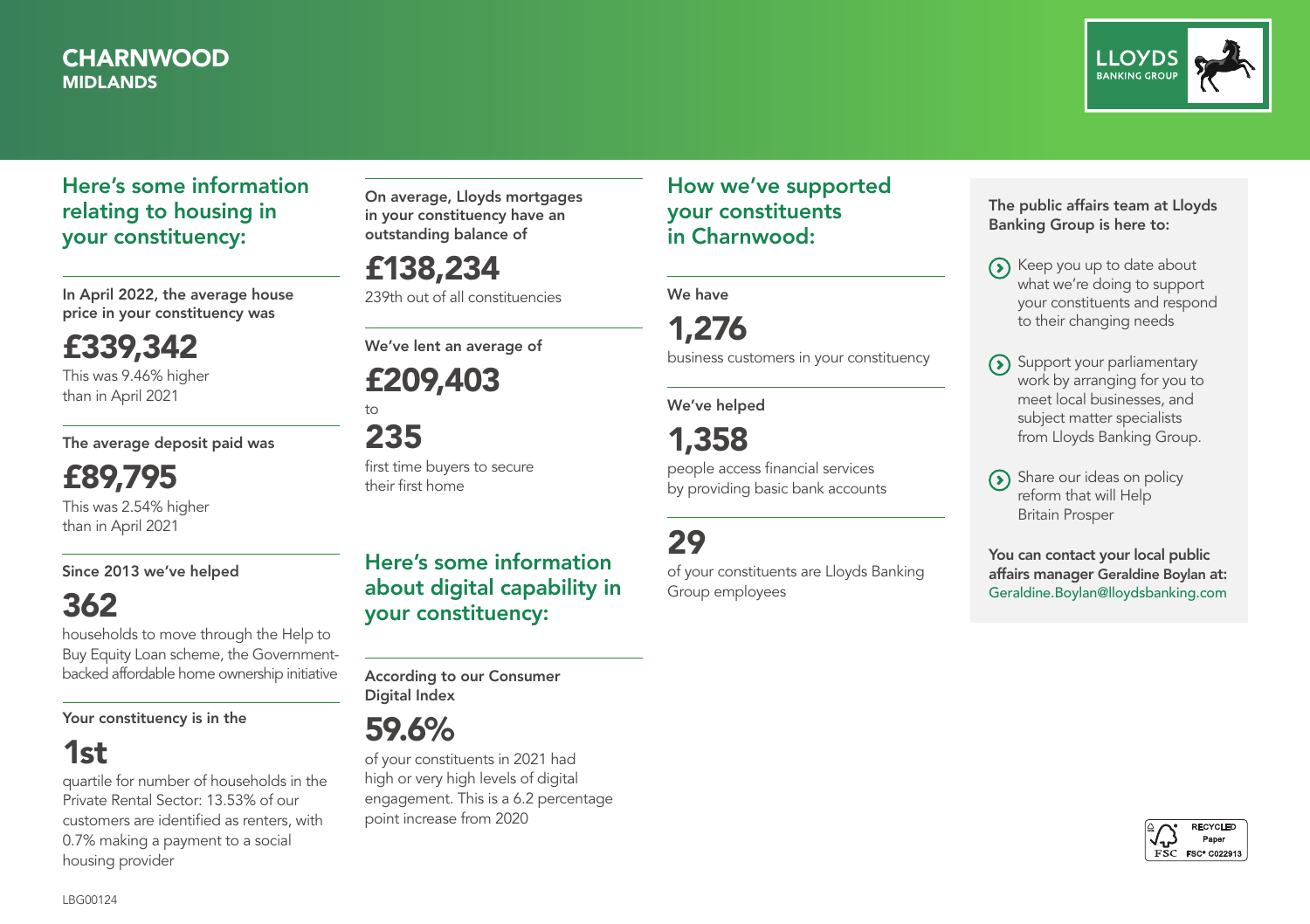# CHARNWOOD
## MIDLANDS

LLOYDS BANKING GROUP

## Here's some information relating to housing in your constituency:

**In April 2022, the average house price in your constituency was**

# £339,342

This was 9.46% higher than in April 2021

**The average deposit paid was**

# £89,795

This was 2.54% higher than in April 2021

**Since 2013 we've helped**

# 362

households to move through the Help to Buy Equity Loan scheme, the Government-backed affordable home ownership initiative

**Your constituency is in the**

# 1st

quartile for number of households in the Private Rental Sector: 13.53% of our customers are identified as renters, with 0.7% making a payment to a social housing provider

**On average, Lloyds mortgages in your constituency have an outstanding balance of**

# £138,234

239th out of all constituencies

**We've lent an average of**

# £209,403

to

# 235

first time buyers to secure their first home

## Here's some information about digital capability in your constituency:

**According to our Consumer Digital Index**

# 59.6%

of your constituents in 2021 had high or very high levels of digital engagement. This is a 6.2 percentage point increase from 2020

## How we've supported your constituents in Charnwood:

**We have**

# 1,276

business customers in your constituency

**We've helped**

# 1,358

people access financial services by providing basic bank accounts

# 29

of your constituents are Lloyds Banking Group employees

**The public affairs team at Lloyds Banking Group is here to:**

- Keep you up to date about what we're doing to support your constituents and respond to their changing needs
- Support your parliamentary work by arranging for you to meet local businesses, and subject matter specialists from Lloyds Banking Group.
- Share our ideas on policy reform that will Help Britain Prosper

**You can contact your local public affairs manager Geraldine Boylan at:**
Geraldine.Boylan@lloydsbanking.com

RECYCLED Paper FSC® C022913

LBG00124